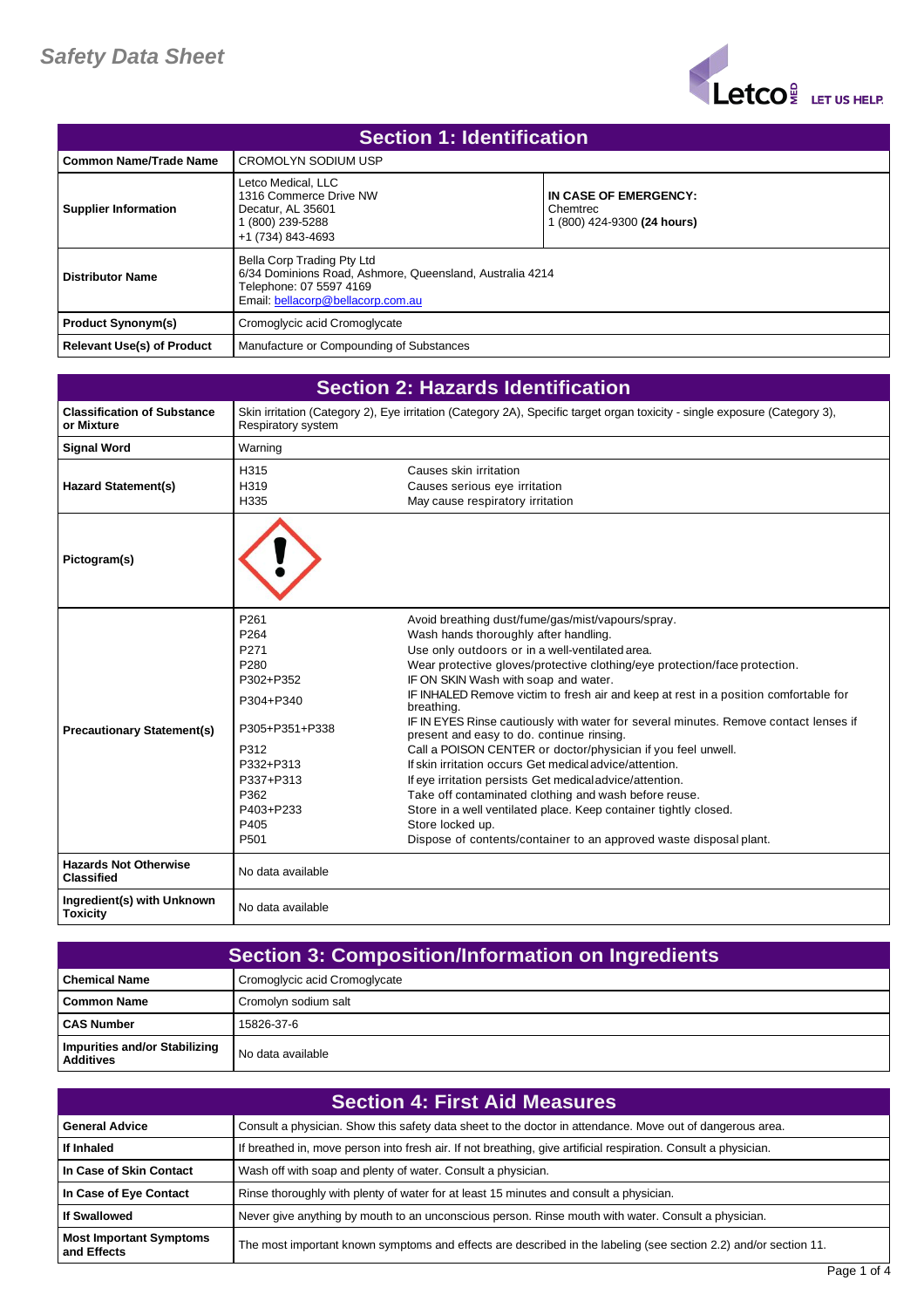# Safety Data Sheet

## Section 1: Identification

| | | |
|---|---|---|
| **Common Name/Trade Name** | CROMOLYN SODIUM USP | |
| **Supplier Information** | Letco Medical, LLC<br>1316 Commerce Drive NW<br>Decatur, AL 35601<br>1 (800) 239-5288<br>+1 (734) 843-4693 | **IN CASE OF EMERGENCY:**<br>Chemtrec<br>1 (800) 424-9300 **(24 hours)** |
| **Distributor Name** | Bella Corp Trading Pty Ltd<br>6/34 Dominions Road, Ashmore, Queensland, Australia 4214<br>Telephone: 07 5597 4169<br>Email: bellacorp@bellacorp.com.au | |
| **Product Synonym(s)** | Cromoglycic acid Cromoglycate | |
| **Relevant Use(s) of Product** | Manufacture or Compounding of Substances | |

## Section 2: Hazards Identification

| | | |
|---|---|---|
| **Classification of Substance or Mixture** | Skin irritation (Category 2), Eye irritation (Category 2A), Specific target organ toxicity - single exposure (Category 3), Respiratory system | |
| **Signal Word** | Warning | |
| **Hazard Statement(s)** | H315<br>H319<br>H335 | Causes skin irritation<br>Causes serious eye irritation<br>May cause respiratory irritation |
| **Pictogram(s)** | | |
| **Precautionary Statement(s)** | P261<br>P264<br>P271<br>P280<br>P302+P352<br>P304+P340<br>P305+P351+P338<br>P312<br>P332+P313<br>P337+P313<br>P362<br>P403+P233<br>P405<br>P501 | Avoid breathing dust/fume/gas/mist/vapours/spray.<br>Wash hands thoroughly after handling.<br>Use only outdoors or in a well-ventilated area.<br>Wear protective gloves/protective clothing/eye protection/face protection.<br>IF ON SKIN Wash with soap and water.<br>IF INHALED Remove victim to fresh air and keep at rest in a position comfortable for breathing.<br>IF IN EYES Rinse cautiously with water for several minutes. Remove contact lenses if present and easy to do. continue rinsing.<br>Call a POISON CENTER or doctor/physician if you feel unwell.<br>If skin irritation occurs Get medical advice/attention.<br>If eye irritation persists Get medical advice/attention.<br>Take off contaminated clothing and wash before reuse.<br>Store in a well ventilated place. Keep container tightly closed.<br>Store locked up.<br>Dispose of contents/container to an approved waste disposal plant. |
| **Hazards Not Otherwise Classified** | No data available | |
| **Ingredient(s) with Unknown Toxicity** | No data available | |

## Section 3: Composition/Information on Ingredients

| | |
|---|---|
| **Chemical Name** | Cromoglycic acid Cromoglycate |
| **Common Name** | Cromolyn sodium salt |
| **CAS Number** | 15826-37-6 |
| **Impurities and/or Stabilizing Additives** | No data available |

## Section 4: First Aid Measures

| | |
|---|---|
| **General Advice** | Consult a physician. Show this safety data sheet to the doctor in attendance. Move out of dangerous area. |
| **If Inhaled** | If breathed in, move person into fresh air. If not breathing, give artificial respiration. Consult a physician. |
| **In Case of Skin Contact** | Wash off with soap and plenty of water. Consult a physician. |
| **In Case of Eye Contact** | Rinse thoroughly with plenty of water for at least 15 minutes and consult a physician. |
| **If Swallowed** | Never give anything by mouth to an unconscious person. Rinse mouth with water. Consult a physician. |
| **Most Important Symptoms and Effects** | The most important known symptoms and effects are described in the labeling (see section 2.2) and/or section 11. |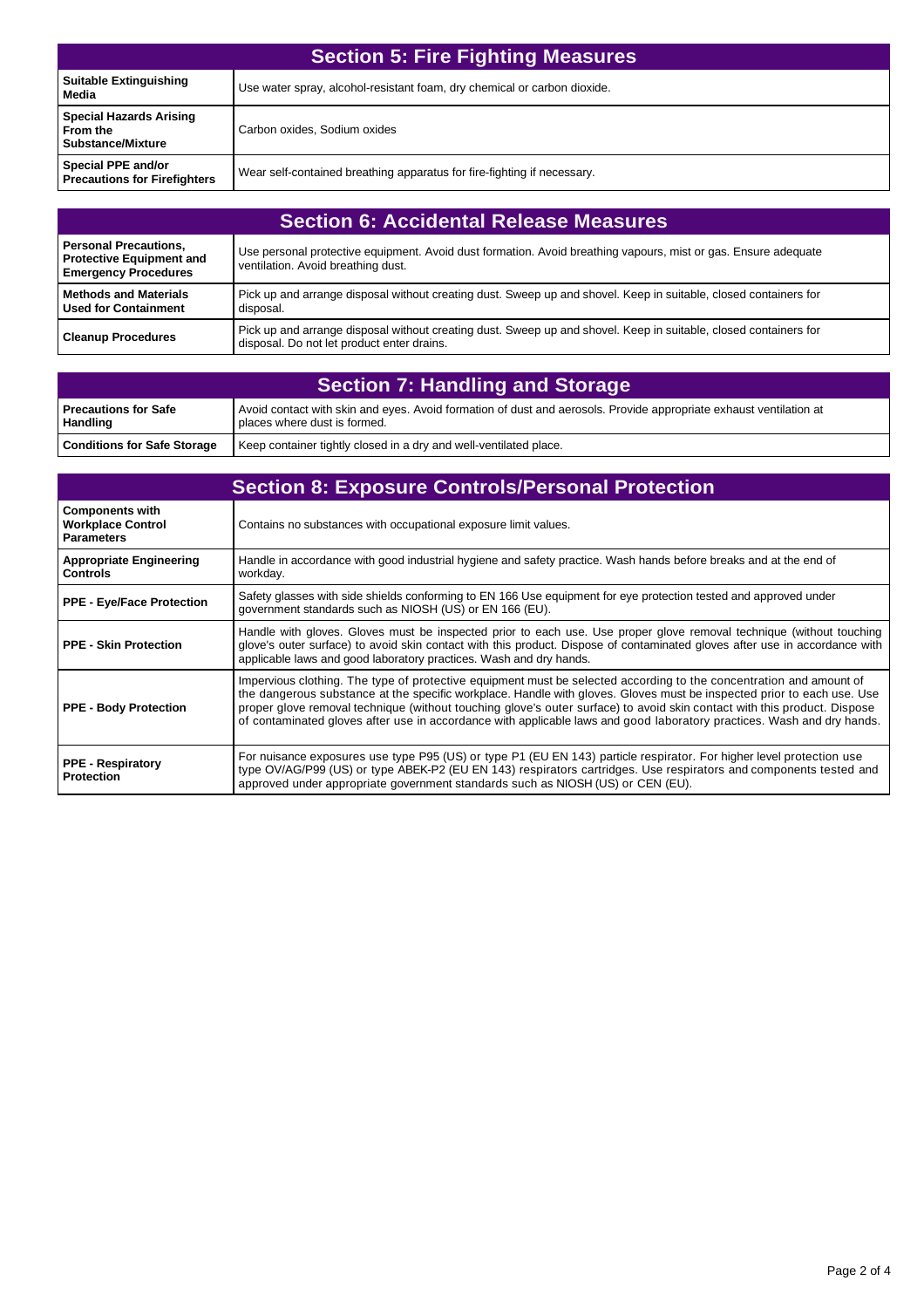## Section 5: Fire Fighting Measures

| | |
|---|---|
| **Suitable Extinguishing Media** | Use water spray, alcohol-resistant foam, dry chemical or carbon dioxide. |
| **Special Hazards Arising From the Substance/Mixture** | Carbon oxides, Sodium oxides |
| **Special PPE and/or Precautions for Firefighters** | Wear self-contained breathing apparatus for fire-fighting if necessary. |

## Section 6: Accidental Release Measures

| | |
|---|---|
| **Personal Precautions, Protective Equipment and Emergency Procedures** | Use personal protective equipment. Avoid dust formation. Avoid breathing vapours, mist or gas. Ensure adequate ventilation. Avoid breathing dust. |
| **Methods and Materials Used for Containment** | Pick up and arrange disposal without creating dust. Sweep up and shovel. Keep in suitable, closed containers for disposal. |
| **Cleanup Procedures** | Pick up and arrange disposal without creating dust. Sweep up and shovel. Keep in suitable, closed containers for disposal. Do not let product enter drains. |

## Section 7: Handling and Storage

| | |
|---|---|
| **Precautions for Safe Handling** | Avoid contact with skin and eyes. Avoid formation of dust and aerosols. Provide appropriate exhaust ventilation at places where dust is formed. |
| **Conditions for Safe Storage** | Keep container tightly closed in a dry and well-ventilated place. |

## Section 8: Exposure Controls/Personal Protection

| | |
|---|---|
| **Components with Workplace Control Parameters** | Contains no substances with occupational exposure limit values. |
| **Appropriate Engineering Controls** | Handle in accordance with good industrial hygiene and safety practice. Wash hands before breaks and at the end of workday. |
| **PPE - Eye/Face Protection** | Safety glasses with side shields conforming to EN 166 Use equipment for eye protection tested and approved under government standards such as NIOSH (US) or EN 166 (EU). |
| **PPE - Skin Protection** | Handle with gloves. Gloves must be inspected prior to each use. Use proper glove removal technique (without touching glove's outer surface) to avoid skin contact with this product. Dispose of contaminated gloves after use in accordance with applicable laws and good laboratory practices. Wash and dry hands. |
| **PPE - Body Protection** | Impervious clothing. The type of protective equipment must be selected according to the concentration and amount of the dangerous substance at the specific workplace. Handle with gloves. Gloves must be inspected prior to each use. Use proper glove removal technique (without touching glove's outer surface) to avoid skin contact with this product. Dispose of contaminated gloves after use in accordance with applicable laws and good laboratory practices. Wash and dry hands. |
| **PPE - Respiratory Protection** | For nuisance exposures use type P95 (US) or type P1 (EU EN 143) particle respirator. For higher level protection use type OV/AG/P99 (US) or type ABEK-P2 (EU EN 143) respirators cartridges. Use respirators and components tested and approved under appropriate government standards such as NIOSH (US) or CEN (EU). |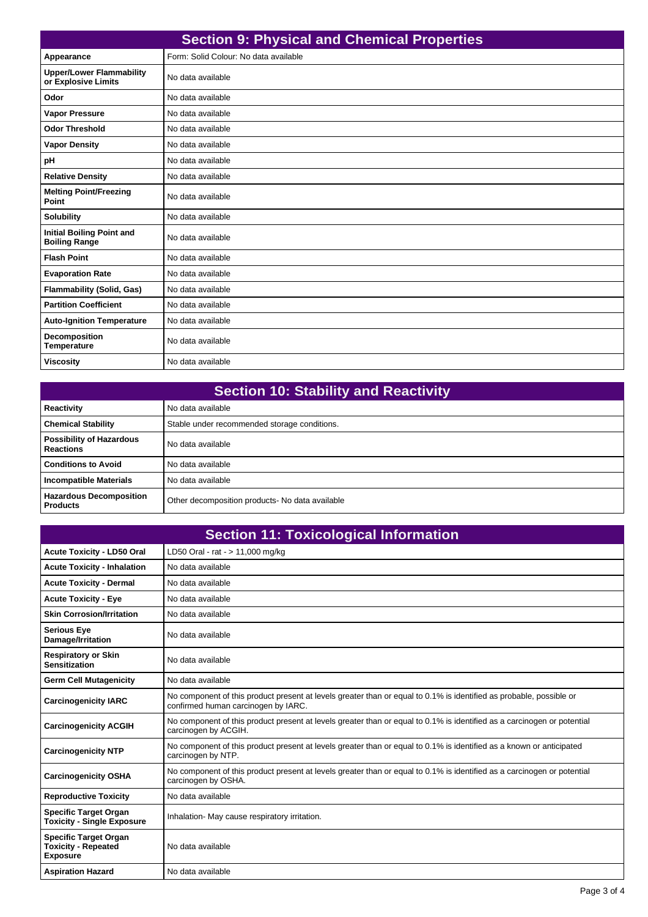## Section 9: Physical and Chemical Properties

| | |
|---|---|
| **Appearance** | Form: Solid Colour: No data available |
| **Upper/Lower Flammability or Explosive Limits** | No data available |
| **Odor** | No data available |
| **Vapor Pressure** | No data available |
| **Odor Threshold** | No data available |
| **Vapor Density** | No data available |
| **pH** | No data available |
| **Relative Density** | No data available |
| **Melting Point/Freezing Point** | No data available |
| **Solubility** | No data available |
| **Initial Boiling Point and Boiling Range** | No data available |
| **Flash Point** | No data available |
| **Evaporation Rate** | No data available |
| **Flammability (Solid, Gas)** | No data available |
| **Partition Coefficient** | No data available |
| **Auto-Ignition Temperature** | No data available |
| **Decomposition Temperature** | No data available |
| **Viscosity** | No data available |

## Section 10: Stability and Reactivity

| | |
|---|---|
| **Reactivity** | No data available |
| **Chemical Stability** | Stable under recommended storage conditions. |
| **Possibility of Hazardous Reactions** | No data available |
| **Conditions to Avoid** | No data available |
| **Incompatible Materials** | No data available |
| **Hazardous Decomposition Products** | Other decomposition products- No data available |

## Section 11: Toxicological Information

| | |
|---|---|
| **Acute Toxicity - LD50 Oral** | LD50 Oral - rat - > 11,000 mg/kg |
| **Acute Toxicity - Inhalation** | No data available |
| **Acute Toxicity - Dermal** | No data available |
| **Acute Toxicity - Eye** | No data available |
| **Skin Corrosion/Irritation** | No data available |
| **Serious Eye Damage/Irritation** | No data available |
| **Respiratory or Skin Sensitization** | No data available |
| **Germ Cell Mutagenicity** | No data available |
| **Carcinogenicity IARC** | No component of this product present at levels greater than or equal to 0.1% is identified as probable, possible or confirmed human carcinogen by IARC. |
| **Carcinogenicity ACGIH** | No component of this product present at levels greater than or equal to 0.1% is identified as a carcinogen or potential carcinogen by ACGIH. |
| **Carcinogenicity NTP** | No component of this product present at levels greater than or equal to 0.1% is identified as a known or anticipated carcinogen by NTP. |
| **Carcinogenicity OSHA** | No component of this product present at levels greater than or equal to 0.1% is identified as a carcinogen or potential carcinogen by OSHA. |
| **Reproductive Toxicity** | No data available |
| **Specific Target Organ Toxicity - Single Exposure** | Inhalation- May cause respiratory irritation. |
| **Specific Target Organ Toxicity - Repeated Exposure** | No data available |
| **Aspiration Hazard** | No data available |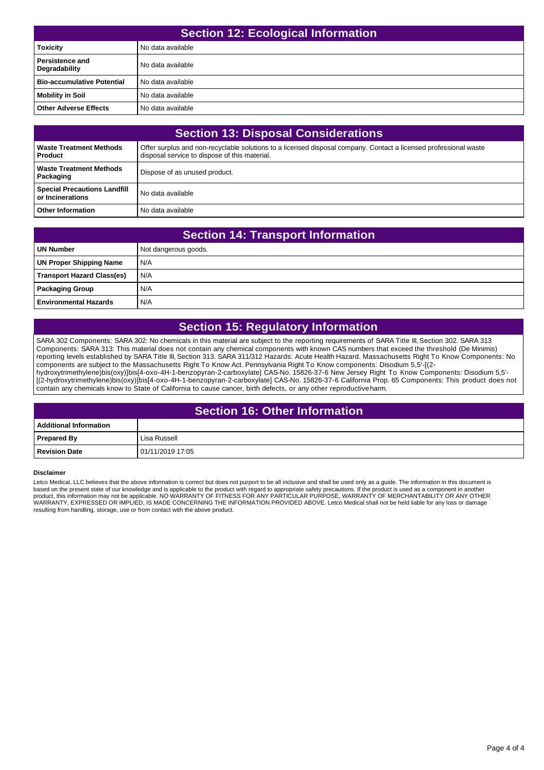## Section 12: Ecological Information

| | |
|---|---|
| **Toxicity** | No data available |
| **Persistence and Degradability** | No data available |
| **Bio-accumulative Potential** | No data available |
| **Mobility in Soil** | No data available |
| **Other Adverse Effects** | No data available |

## Section 13: Disposal Considerations

| | |
|---|---|
| **Waste Treatment Methods Product** | Offer surplus and non-recyclable solutions to a licensed disposal company. Contact a licensed professional waste disposal service to dispose of this material. |
| **Waste Treatment Methods Packaging** | Dispose of as unused product. |
| **Special Precautions Landfill or Incinerations** | No data available |
| **Other Information** | No data available |

## Section 14: Transport Information

| | |
|---|---|
| **UN Number** | Not dangerous goods. |
| **UN Proper Shipping Name** | N/A |
| **Transport Hazard Class(es)** | N/A |
| **Packaging Group** | N/A |
| **Environmental Hazards** | N/A |

## Section 15: Regulatory Information

SARA 302 Components: SARA 302: No chemicals in this material are subject to the reporting requirements of SARA Title III, Section 302. SARA 313 Components: SARA 313: This material does not contain any chemical components with known CAS numbers that exceed the threshold (De Minimis) reporting levels established by SARA Title III, Section 313. SARA 311/312 Hazards: Acute Health Hazard. Massachusetts Right To Know Components: No components are subject to the Massachusetts Right To Know Act. Pennsylvania Right To Know components: Disodium 5,5'-[(2-hydroxytrimethylene)bis(oxy)]bis[4-oxo-4H-1-benzopyran-2-carboxylate] CAS-No. 15826-37-6 New Jersey Right To Know Components: Disodium 5,5'-[(2-hydroxytrimethylene)bis(oxy)]bis[4-oxo-4H-1-benzopyran-2-carboxylate] CAS-No. 15826-37-6 California Prop. 65 Components: This product does not contain any chemicals know to State of California to cause cancer, birth defects, or any other reproductive harm.

## Section 16: Other Information

| | |
|---|---|
| **Additional Information** | |
| **Prepared By** | Lisa Russell |
| **Revision Date** | 01/11/2019 17:05 |

**Disclaimer**

Letco Medical, LLC believes that the above information is correct but does not purport to be all inclusive and shall be used only as a guide. The information in this document is based on the present state of our knowledge and is applicable to the product with regard to appropriate safety precautions. If the product is used as a component in another product, this information may not be applicable. NO WARRANTY OF FITNESS FOR ANY PARTICULAR PURPOSE, WARRANTY OF MERCHANTABILITY OR ANY OTHER WARRANTY, EXPRESSED OR IMPLIED, IS MADE CONCERNING THE INFORMATION PROVIDED ABOVE. Letco Medical shall not be held liable for any loss or damage resulting from handling, storage, use or from contact with the above product.